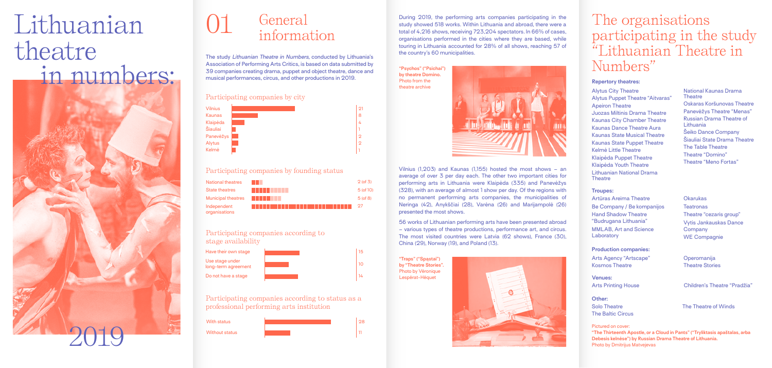# Lithuanian theatre in numbers:

# 2019

# 01 General information

The study *Lithuanian Theatre in Numbers*, conducted by Lithuania's Association of Performing Arts Critics, is based on data submitted by 39 companies creating drama, puppet and object theatre, dance and musical performances, circus, and other productions in 2019.

## Participating companies by city

| City | Number |
| --- | --- |
| Vilnius | 21 |
| Kaunas | 8 |
| Klaipėda | 4 |
| Šiauliai | 1 |
| Panevėžys | 2 |
| Alytus | 2 |
| Kelmė | 1 |

## Participating companies by founding status

| Status | Number |
| --- | --- |
| National theatres | 2 (of 3) |
| State theatres | 5 (of 10) |
| Municipal theatres | 5 (of 8) |
| Independent organisations | 27 |

## Participating companies according to stage availability

| Stage availability | Number |
| --- | --- |
| Have their own stage | 15 |
| Use stage under long-term agreement | 10 |
| Do not have a stage | 14 |

## Participating companies according to status as a professional performing arts institution

| Status | Number |
| --- | --- |
| With status | 28 |
| Without status | 11 |

During 2019, the performing arts companies participating in the study showed 518 works. Within Lithuania and abroad, there were a total of 4,216 shows, receiving 723,204 spectators. In 66% of cases, organisations performed in the cities where they are based, while touring in Lithuania accounted for 28% of all shows, reaching 57 of the country's 60 municipalities.

**"Psychos" ("Psichai") by theatre Domino.** Photo from the theatre archive

Vilnius (1,203) and Kaunas (1,155) hosted the most shows – an average of over 3 per day each. The other two important cities for performing arts in Lithuania were Klaipėda (335) and Panevėžys (328), with an average of almost 1 show per day. Of the regions with no permanent performing arts companies, the municipalities of Neringa (42), Anykščiai (28), Varėna (26) and Marijampolė (26) presented the most shows.

56 works of Lithuanian performing arts have been presented abroad – various types of theatre productions, performance art, and circus. The most visited countries were Latvia (62 shows), France (30), China (29), Norway (19), and Poland (13).

**"Traps" ("Spąstai") by "Theatre Stories".** Photo by Véronique Lespérat-Héquet

# The organisations participating in the study "Lithuanian Theatre in Numbers"

**Repertory theatres:**

Alytus City Theatre
Alytus Puppet Theatre "Aitvaras"
Apeiron Theatre
Juozas Miltinis Drama Theatre
Kaunas City Chamber Theatre
Kaunas Dance Theatre Aura
Kaunas State Musical Theatre
Kaunas State Puppet Theatre
Kelmė Little Theatre
Klaipėda Puppet Theatre
Klaipėda Youth Theatre
Lithuanian National Drama Theatre
National Kaunas Drama Theatre
Oskaras Koršunovas Theatre
Panevėžys Theatre "Menas"
Russian Drama Theatre of Lithuania
Šeiko Dance Company
Šiauliai State Drama Theatre
The Table Theatre
Theatre "Domino"
Theatre "Meno Fortas"

**Troupes:**

Artūras Areima Theatre
Be Company / Be kompanijos
Hand Shadow Theatre "Budrugana Lithuania"
MMLAB, Art and Science Laboratory
Okarukas
Teatronas
Theatre "cezaris group"
Vytis Jankauskas Dance Company
WE Compagnie

**Production companies:**

Arts Agency "Artscape"
Kosmos Theatre
Operomanija
Theatre Stories

**Venues:**

Arts Printing House
Children's Theatre "Pradžia"

**Other:**

Solo Theatre
The Baltic Circus
The Theatre of Winds

Pictured on cover:
**"The Thirteenth Apostle, or a Cloud in Pants" ("Tryliktasis apaštalas, arba Debesis kelnėse") by Russian Drama Theatre of Lithuania.**
Photo by Dmitrijus Matvejevas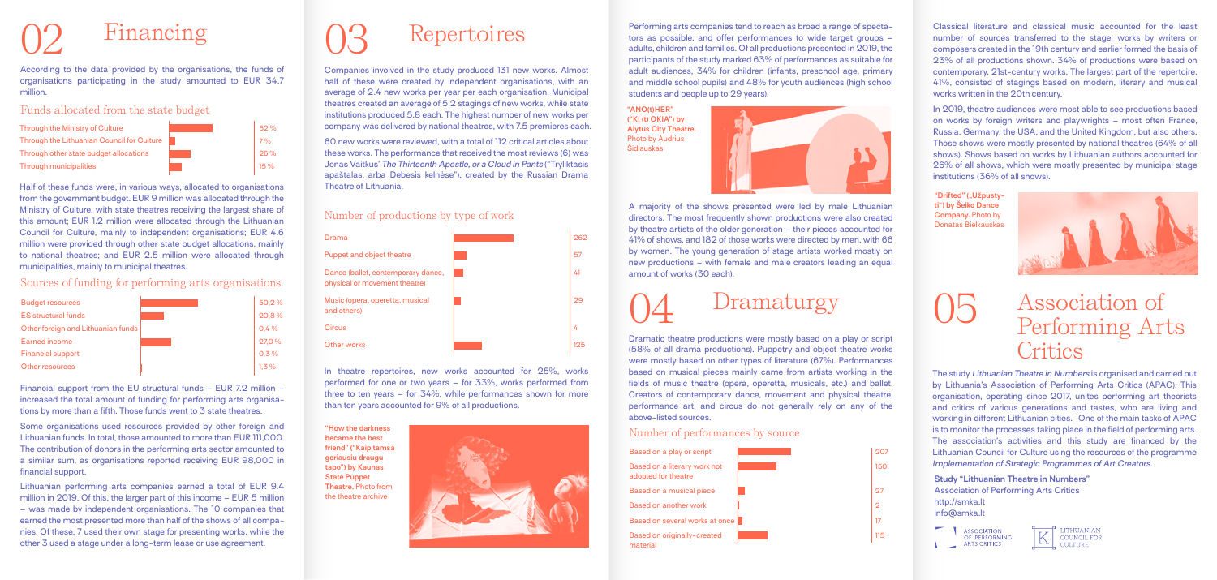# 02 Financing

According to the data provided by the organisations, the funds of organisations participating in the study amounted to EUR 34.7 million.

## Funds allocated from the state budget

Through the Ministry of Culture 52 %
Through the Lithuanian Council for Culture 7 %
Through other state budget allocations 26 %
Through municipalities 15 %

Half of these funds were, in various ways, allocated to organisations from the government budget. EUR 9 million was allocated through the Ministry of Culture, with state theatres receiving the largest share of this amount; EUR 1.2 million were allocated through the Lithuanian Council for Culture, mainly to independent organisations; EUR 4.6 million were provided through other state budget allocations, mainly to national theatres; and EUR 2.5 million were allocated through municipalities, mainly to municipal theatres.

## Sources of funding for performing arts organisations

Budget resources 50.2 %
ES structural funds 20.8 %
Other foreign and Lithuanian funds 0.4 %
Earned income 27.0 %
Financial support 0.3 %
Other resources 1.3 %

Financial support from the EU structural funds – EUR 7.2 million – increased the total amount of funding for performing arts organisations by more than a fifth. Those funds went to 3 state theatres.

Some organisations used resources provided by other foreign and Lithuanian funds. In total, those amounted to more than EUR 111,000. The contribution of donors in the performing arts sector amounted to a similar sum, as organisations reported receiving EUR 98,000 in financial support.

Lithuanian performing arts companies earned a total of EUR 9.4 million in 2019. Of this, the larger part of this income – EUR 5 million – was made by independent organisations. The 10 companies that earned the most presented more than half of the shows of all companies. Of these, 7 used their own stage for presenting works, while the other 3 used a stage under a long-term lease or use agreement.

# 03 Repertoires

Companies involved in the study produced 131 new works. Almost half of these were created by independent organisations, with an average of 2.4 new works per year per each organisation. Municipal theatres created an average of 5.2 stagings of new works, while state institutions produced 5.8 each. The highest number of new works per company was delivered by national theatres, with 7.5 premieres each.

60 new works were reviewed, with a total of 112 critical articles about these works. The performance that received the most reviews (6) was Jonas Vaitkus' *The Thirteenth Apostle, or a Cloud in Pants* ("Tryliktasis apaštalas, arba Debesis kelnėse"), created by the Russian Drama Theatre of Lithuania.

## Number of productions by type of work

Drama 262
Puppet and object theatre 57
Dance (ballet, contemporary dance, physical or movement theatre) 41
Music (opera, operetta, musical and others) 29
Circus 4
Other works 125

In theatre repertoires, new works accounted for 25%, works performed for one or two years – for 33%, works performed from three to ten years – for 34%, while performances shown for more than ten years accounted for 9% of all productions.

**"How the darkness became the best friend" ("Kaip tamsa geriausiu draugu tapo") by Kaunas State Puppet Theatre.** Photo from the theatre archive

Performing arts companies tend to reach as broad a range of spectators as possible, and offer performances to wide target groups – adults, children and families. Of all productions presented in 2019, the participants of the study marked 63% of performances as suitable for adult audiences, 34% for children (infants, preschool age, primary and middle school pupils) and 48% for youth audiences (high school students and people up to 29 years).

**"ANO(t)HER" ("KI (t) OKIA") by Alytus City Theatre.** Photo by Audrius Šidlauskas

A majority of the shows presented were led by male Lithuanian directors. The most frequently shown productions were also created by theatre artists of the older generation – their pieces accounted for 41% of shows, and 182 of those works were directed by men, with 66 by women. The young generation of stage artists worked mostly on new productions – with female and male creators leading an equal amount of works (30 each).

# 04 Dramaturgy

Dramatic theatre productions were mostly based on a play or script (58% of all drama productions). Puppetry and object theatre works were mostly based on other types of literature (67%). Performances based on musical pieces mainly came from artists working in the fields of music theatre (opera, operetta, musicals, etc.) and ballet. Creators of contemporary dance, movement and physical theatre, performance art, and circus do not generally rely on any of the above-listed sources.

## Number of performances by source

Based on a play or script 207
Based on a literary work not adopted for theatre 150
Based on a musical piece 27
Based on another work 2
Based on several works at once 17
Based on originally-created material 115

Classical literature and classical music accounted for the least number of sources transferred to the stage: works by writers or composers created in the 19th century and earlier formed the basis of 23% of all productions shown. 34% of productions were based on contemporary, 21st-century works. The largest part of the repertoire, 41%, consisted of stagings based on modern, literary and musical works written in the 20th century.

In 2019, theatre audiences were most able to see productions based on works by foreign writers and playwrights – most often France, Russia, Germany, the USA, and the United Kingdom, but also others. Those shows were mostly presented by national theatres (64% of all shows). Shows based on works by Lithuanian authors accounted for 26% of all shows, which were mostly presented by municipal stage institutions (36% of all shows).

**"Drifted" („Užpustyti") by Šeiko Dance Company.** Photo by Donatas Bielkauskas

# 05 Association of Performing Arts Critics

The study *Lithuanian Theatre in Numbers* is organised and carried out by Lithuania's Association of Performing Arts Critics (APAC). This organisation, operating since 2017, unites performing art theorists and critics of various generations and tastes, who are living and working in different Lithuanian cities. One of the main tasks of APAC is to monitor the processes taking place in the field of performing arts. The association's activities and this study are financed by the Lithuanian Council for Culture using the resources of the programme *Implementation of Strategic Programmes of Art Creators.*

**Study "Lithuanian Theatre in Numbers"**
Association of Performing Arts Critics
http://smka.lt
info@smka.lt

Association of Performing Arts Critics
Lithuanian Council for Culture